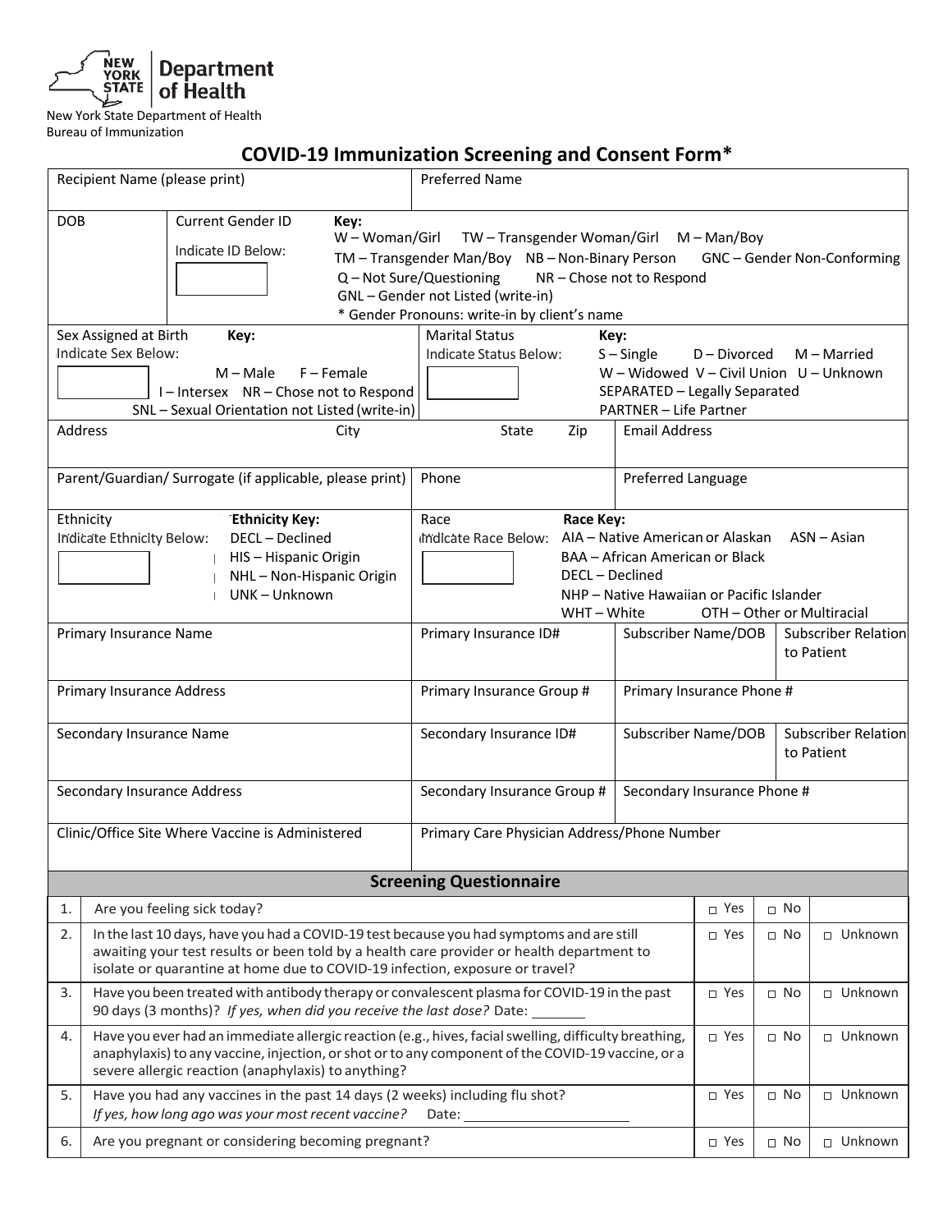New York State Department of Health
Bureau of Immunization

# COVID-19 Immunization Screening and Consent Form*

| Recipient Name (please print) | Preferred Name |
|---|---|
| | |

**DOB** | **Current Gender ID** — Indicate ID Below: | **Key:** W – Woman/Girl  TW – Transgender Woman/Girl  M – Man/Boy  TM – Transgender Man/Boy  NB – Non-Binary Person  GNC – Gender Non-Conforming  Q – Not Sure/Questioning  NR – Chose not to Respond  GNL – Gender not Listed (write-in)  * Gender Pronouns: write-in by client's name

**Sex Assigned at Birth** — Indicate Sex Below: **Key:** M – Male  F – Female  I – Intersex  NR – Chose not to Respond  SNL – Sexual Orientation not Listed (write-in)

**Marital Status** — Indicate Status Below: **Key:** S – Single  D – Divorced  M – Married  W – Widowed  V – Civil Union  U – Unknown  SEPARATED – Legally Separated  PARTNER – Life Partner

| Address | City | State | Zip | Email Address |
|---|---|---|---|---|
| | | | | |

| Parent/Guardian/ Surrogate (if applicable, please print) | Phone | Preferred Language |
|---|---|---|
| | | |

**Ethnicity** — Indicate Ethnicity Below: **Ethnicity Key:** DECL – Declined  HIS – Hispanic Origin  NHL – Non-Hispanic Origin  UNK – Unknown

**Race** — Indicate Race Below: **Race Key:** AIA – Native American or Alaskan  ASN – Asian  BAA – African American or Black  DECL – Declined  NHP – Native Hawaiian or Pacific Islander  WHT – White  OTH – Other or Multiracial

| Primary Insurance Name | Primary Insurance ID# | Subscriber Name/DOB | Subscriber Relation to Patient |
|---|---|---|---|
| | | | |

| Primary Insurance Address | Primary Insurance Group # | Primary Insurance Phone # |
|---|---|---|
| | | |

| Secondary Insurance Name | Secondary Insurance ID# | Subscriber Name/DOB | Subscriber Relation to Patient |
|---|---|---|---|
| | | | |

| Secondary Insurance Address | Secondary Insurance Group # | Secondary Insurance Phone # |
|---|---|---|
| | | |

| Clinic/Office Site Where Vaccine is Administered | Primary Care Physician Address/Phone Number |
|---|---|
| | |

## Screening Questionnaire

| # | Question | Yes | No | Unknown |
|---|---|---|---|---|
| 1. | Are you feeling sick today? | □ Yes | □ No | |
| 2. | In the last 10 days, have you had a COVID-19 test because you had symptoms and are still awaiting your test results or been told by a health care provider or health department to isolate or quarantine at home due to COVID-19 infection, exposure or travel? | □ Yes | □ No | □ Unknown |
| 3. | Have you been treated with antibody therapy or convalescent plasma for COVID-19 in the past 90 days (3 months)? *If yes, when did you receive the last dose?* Date: _______ | □ Yes | □ No | □ Unknown |
| 4. | Have you ever had an immediate allergic reaction (e.g., hives, facial swelling, difficulty breathing, anaphylaxis) to any vaccine, injection, or shot or to any component of the COVID-19 vaccine, or a severe allergic reaction (anaphylaxis) to anything? | □ Yes | □ No | □ Unknown |
| 5. | Have you had any vaccines in the past 14 days (2 weeks) including flu shot? *If yes, how long ago was your most recent vaccine?* Date: _______________ | □ Yes | □ No | □ Unknown |
| 6. | Are you pregnant or considering becoming pregnant? | □ Yes | □ No | □ Unknown |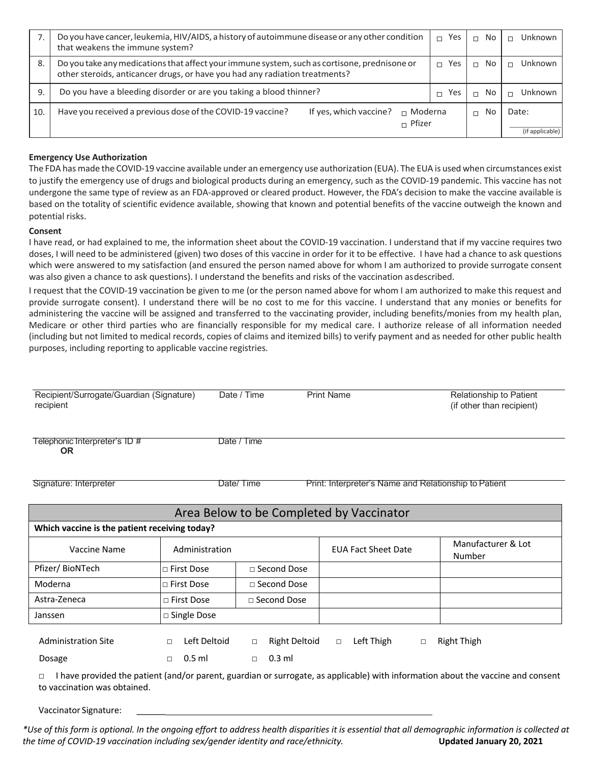| | | | | |
|---|---|---|---|---|
| 7. | Do you have cancer, leukemia, HIV/AIDS, a history of autoimmune disease or any other condition that weakens the immune system? | □ Yes | □ No | □ Unknown |
| 8. | Do you take any medications that affect your immune system, such as cortisone, prednisone or other steroids, anticancer drugs, or have you had any radiation treatments? | □ Yes | □ No | □ Unknown |
| 9. | Do you have a bleeding disorder or are you taking a blood thinner? | □ Yes | □ No | □ Unknown |
| 10. | Have you received a previous dose of the COVID-19 vaccine? If yes, which vaccine? | □ Moderna □ Pfizer | □ No | Date: ________ (if applicable) |

**Emergency Use Authorization**

The FDA has made the COVID-19 vaccine available under an emergency use authorization (EUA). The EUA is used when circumstances exist to justify the emergency use of drugs and biological products during an emergency, such as the COVID-19 pandemic. This vaccine has not undergone the same type of review as an FDA-approved or cleared product. However, the FDA's decision to make the vaccine available is based on the totality of scientific evidence available, showing that known and potential benefits of the vaccine outweigh the known and potential risks.

**Consent**

I have read, or had explained to me, the information sheet about the COVID-19 vaccination. I understand that if my vaccine requires two doses, I will need to be administered (given) two doses of this vaccine in order for it to be effective. I have had a chance to ask questions which were answered to my satisfaction (and ensured the person named above for whom I am authorized to provide surrogate consent was also given a chance to ask questions). I understand the benefits and risks of the vaccination as described.

I request that the COVID-19 vaccination be given to me (or the person named above for whom I am authorized to make this request and provide surrogate consent). I understand there will be no cost to me for this vaccine. I understand that any monies or benefits for administering the vaccine will be assigned and transferred to the vaccinating provider, including benefits/monies from my health plan, Medicare or other third parties who are financially responsible for my medical care. I authorize release of all information needed (including but not limited to medical records, copies of claims and itemized bills) to verify payment and as needed for other public health purposes, including reporting to applicable vaccine registries.

Recipient/Surrogate/Guardian (Signature) recipient | Date / Time | Print Name | Relationship to Patient (if other than recipient)

Telephonic Interpreter's ID # | Date / Time

**OR**

Signature: Interpreter | Date/ Time | Print: Interpreter's Name and Relationship to Patient

## Area Below to be Completed by Vaccinator

**Which vaccine is the patient receiving today?**

| Vaccine Name | Administration | | EUA Fact Sheet Date | Manufacturer & Lot Number |
|---|---|---|---|---|
| Pfizer/ BioNTech | □ First Dose | □ Second Dose | | |
| Moderna | □ First Dose | □ Second Dose | | |
| Astra-Zeneca | □ First Dose | □ Second Dose | | |
| Janssen | □ Single Dose | | | |

Administration Site □ Left Deltoid □ Right Deltoid □ Left Thigh □ Right Thigh

Dosage □ 0.5 ml □ 0.3 ml

□ I have provided the patient (and/or parent, guardian or surrogate, as applicable) with information about the vaccine and consent to vaccination was obtained.

Vaccinator Signature: ________________________________

*\*Use of this form is optional. In the ongoing effort to address health disparities it is essential that all demographic information is collected at the time of COVID-19 vaccination including sex/gender identity and race/ethnicity.*

**Updated January 20, 2021**